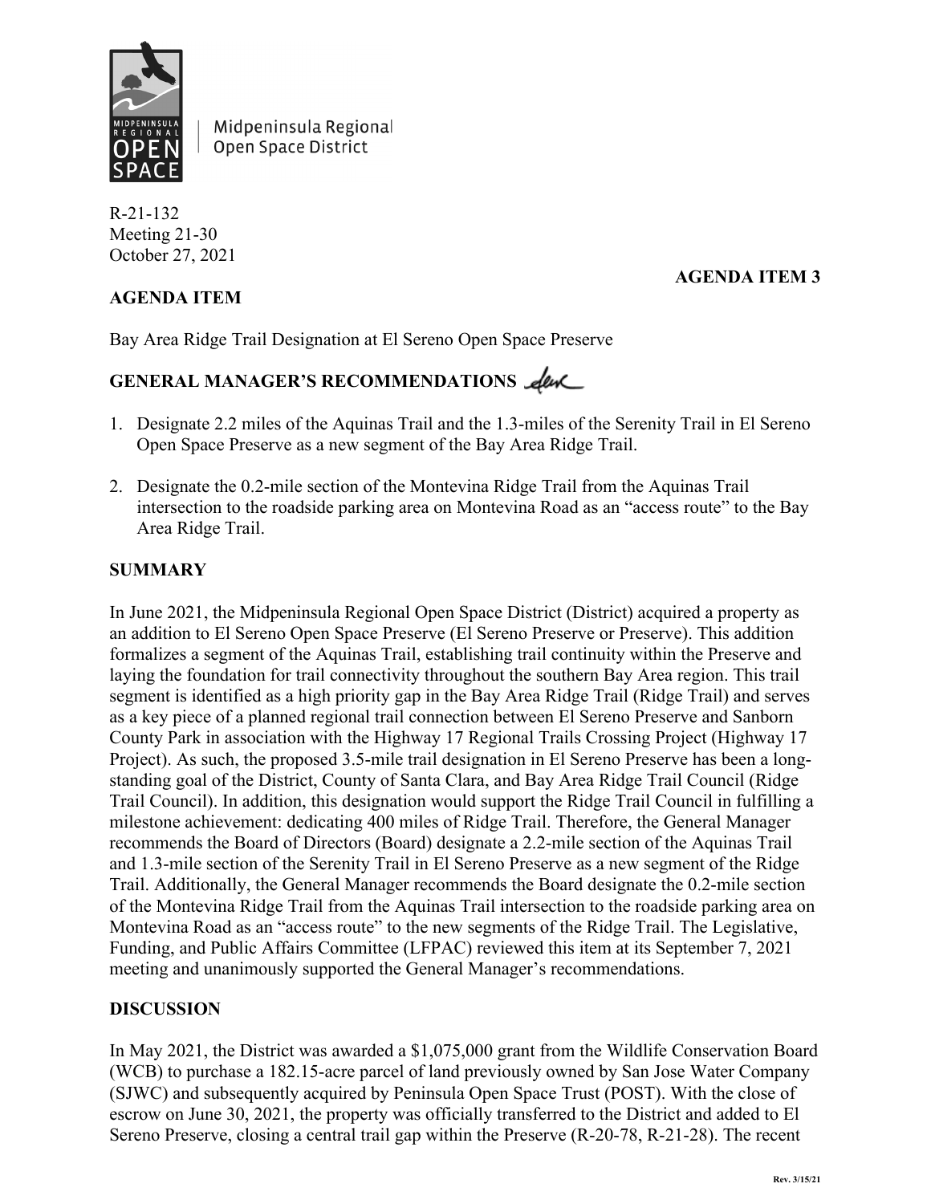Midpeninsula Regional Open Space District

R-21-132
Meeting 21-30
October 27, 2021

**AGENDA ITEM 3**

**AGENDA ITEM**

Bay Area Ridge Trail Designation at El Sereno Open Space Preserve

**GENERAL MANAGER'S RECOMMENDATIONS**

1. Designate 2.2 miles of the Aquinas Trail and the 1.3-miles of the Serenity Trail in El Sereno Open Space Preserve as a new segment of the Bay Area Ridge Trail.

2. Designate the 0.2-mile section of the Montevina Ridge Trail from the Aquinas Trail intersection to the roadside parking area on Montevina Road as an "access route" to the Bay Area Ridge Trail.

**SUMMARY**

In June 2021, the Midpeninsula Regional Open Space District (District) acquired a property as an addition to El Sereno Open Space Preserve (El Sereno Preserve or Preserve). This addition formalizes a segment of the Aquinas Trail, establishing trail continuity within the Preserve and laying the foundation for trail connectivity throughout the southern Bay Area region. This trail segment is identified as a high priority gap in the Bay Area Ridge Trail (Ridge Trail) and serves as a key piece of a planned regional trail connection between El Sereno Preserve and Sanborn County Park in association with the Highway 17 Regional Trails Crossing Project (Highway 17 Project). As such, the proposed 3.5-mile trail designation in El Sereno Preserve has been a long-standing goal of the District, County of Santa Clara, and Bay Area Ridge Trail Council (Ridge Trail Council). In addition, this designation would support the Ridge Trail Council in fulfilling a milestone achievement: dedicating 400 miles of Ridge Trail. Therefore, the General Manager recommends the Board of Directors (Board) designate a 2.2-mile section of the Aquinas Trail and 1.3-mile section of the Serenity Trail in El Sereno Preserve as a new segment of the Ridge Trail. Additionally, the General Manager recommends the Board designate the 0.2-mile section of the Montevina Ridge Trail from the Aquinas Trail intersection to the roadside parking area on Montevina Road as an "access route" to the new segments of the Ridge Trail. The Legislative, Funding, and Public Affairs Committee (LFPAC) reviewed this item at its September 7, 2021 meeting and unanimously supported the General Manager's recommendations.

**DISCUSSION**

In May 2021, the District was awarded a $1,075,000 grant from the Wildlife Conservation Board (WCB) to purchase a 182.15-acre parcel of land previously owned by San Jose Water Company (SJWC) and subsequently acquired by Peninsula Open Space Trust (POST). With the close of escrow on June 30, 2021, the property was officially transferred to the District and added to El Sereno Preserve, closing a central trail gap within the Preserve (R-20-78, R-21-28). The recent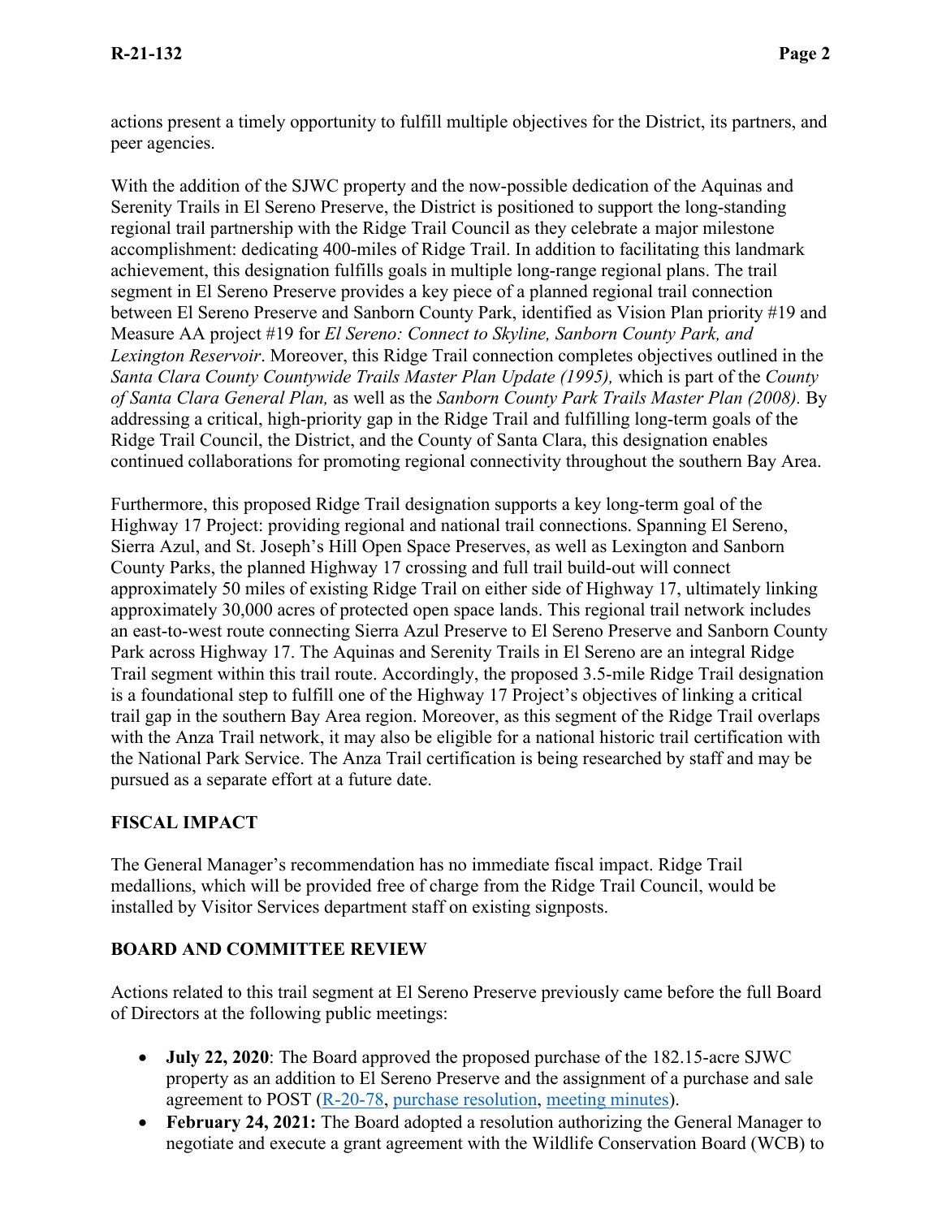actions present a timely opportunity to fulfill multiple objectives for the District, its partners, and peer agencies.

With the addition of the SJWC property and the now-possible dedication of the Aquinas and Serenity Trails in El Sereno Preserve, the District is positioned to support the long-standing regional trail partnership with the Ridge Trail Council as they celebrate a major milestone accomplishment: dedicating 400-miles of Ridge Trail. In addition to facilitating this landmark achievement, this designation fulfills goals in multiple long-range regional plans. The trail segment in El Sereno Preserve provides a key piece of a planned regional trail connection between El Sereno Preserve and Sanborn County Park, identified as Vision Plan priority #19 and Measure AA project #19 for *El Sereno: Connect to Skyline, Sanborn County Park, and Lexington Reservoir*. Moreover, this Ridge Trail connection completes objectives outlined in the *Santa Clara County Countywide Trails Master Plan Update (1995),* which is part of the *County of Santa Clara General Plan,* as well as the *Sanborn County Park Trails Master Plan (2008)*. By addressing a critical, high-priority gap in the Ridge Trail and fulfilling long-term goals of the Ridge Trail Council, the District, and the County of Santa Clara, this designation enables continued collaborations for promoting regional connectivity throughout the southern Bay Area.

Furthermore, this proposed Ridge Trail designation supports a key long-term goal of the Highway 17 Project: providing regional and national trail connections. Spanning El Sereno, Sierra Azul, and St. Joseph's Hill Open Space Preserves, as well as Lexington and Sanborn County Parks, the planned Highway 17 crossing and full trail build-out will connect approximately 50 miles of existing Ridge Trail on either side of Highway 17, ultimately linking approximately 30,000 acres of protected open space lands. This regional trail network includes an east-to-west route connecting Sierra Azul Preserve to El Sereno Preserve and Sanborn County Park across Highway 17. The Aquinas and Serenity Trails in El Sereno are an integral Ridge Trail segment within this trail route. Accordingly, the proposed 3.5-mile Ridge Trail designation is a foundational step to fulfill one of the Highway 17 Project's objectives of linking a critical trail gap in the southern Bay Area region. Moreover, as this segment of the Ridge Trail overlaps with the Anza Trail network, it may also be eligible for a national historic trail certification with the National Park Service. The Anza Trail certification is being researched by staff and may be pursued as a separate effort at a future date.

## FISCAL IMPACT

The General Manager's recommendation has no immediate fiscal impact. Ridge Trail medallions, which will be provided free of charge from the Ridge Trail Council, would be installed by Visitor Services department staff on existing signposts.

## BOARD AND COMMITTEE REVIEW

Actions related to this trail segment at El Sereno Preserve previously came before the full Board of Directors at the following public meetings:

- **July 22, 2020**: The Board approved the proposed purchase of the 182.15-acre SJWC property as an addition to El Sereno Preserve and the assignment of a purchase and sale agreement to POST (R-20-78, purchase resolution, meeting minutes).
- **February 24, 2021:** The Board adopted a resolution authorizing the General Manager to negotiate and execute a grant agreement with the Wildlife Conservation Board (WCB) to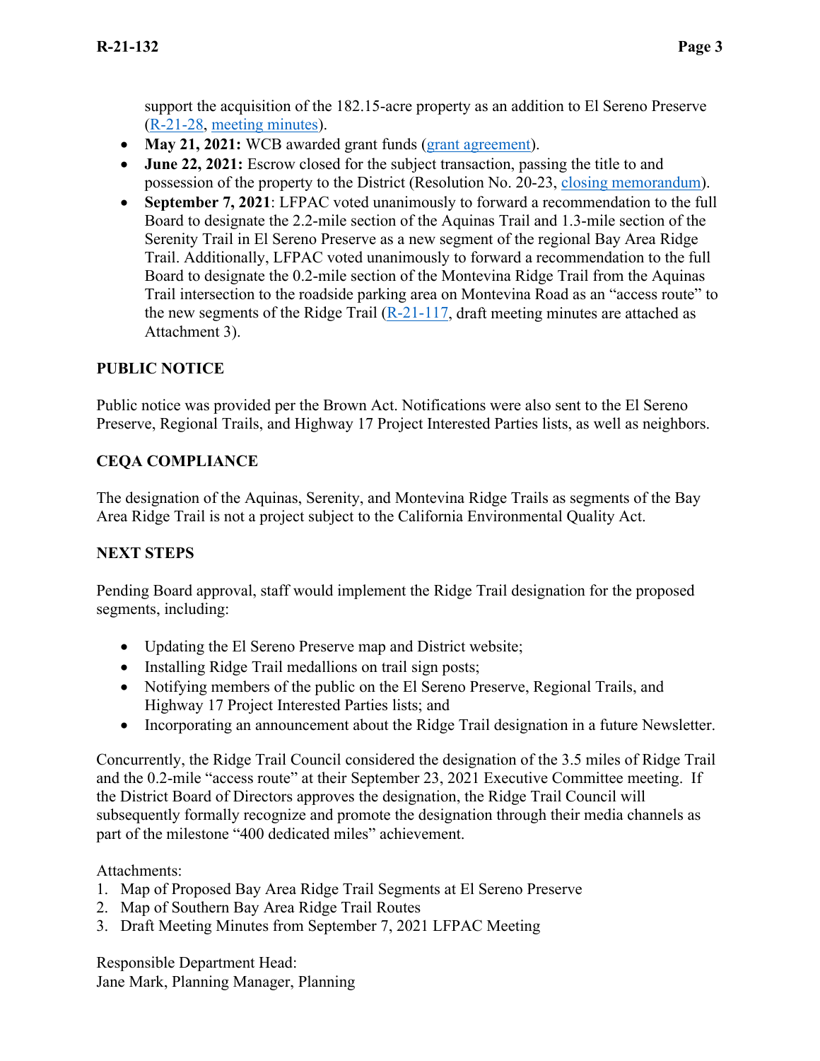support the acquisition of the 182.15-acre property as an addition to El Sereno Preserve (R-21-28, meeting minutes).

- **May 21, 2021:** WCB awarded grant funds (grant agreement).
- **June 22, 2021:** Escrow closed for the subject transaction, passing the title to and possession of the property to the District (Resolution No. 20-23, closing memorandum).
- **September 7, 2021**: LFPAC voted unanimously to forward a recommendation to the full Board to designate the 2.2-mile section of the Aquinas Trail and 1.3-mile section of the Serenity Trail in El Sereno Preserve as a new segment of the regional Bay Area Ridge Trail. Additionally, LFPAC voted unanimously to forward a recommendation to the full Board to designate the 0.2-mile section of the Montevina Ridge Trail from the Aquinas Trail intersection to the roadside parking area on Montevina Road as an "access route" to the new segments of the Ridge Trail (R-21-117, draft meeting minutes are attached as Attachment 3).

## PUBLIC NOTICE

Public notice was provided per the Brown Act. Notifications were also sent to the El Sereno Preserve, Regional Trails, and Highway 17 Project Interested Parties lists, as well as neighbors.

## CEQA COMPLIANCE

The designation of the Aquinas, Serenity, and Montevina Ridge Trails as segments of the Bay Area Ridge Trail is not a project subject to the California Environmental Quality Act.

## NEXT STEPS

Pending Board approval, staff would implement the Ridge Trail designation for the proposed segments, including:

- Updating the El Sereno Preserve map and District website;
- Installing Ridge Trail medallions on trail sign posts;
- Notifying members of the public on the El Sereno Preserve, Regional Trails, and Highway 17 Project Interested Parties lists; and
- Incorporating an announcement about the Ridge Trail designation in a future Newsletter.

Concurrently, the Ridge Trail Council considered the designation of the 3.5 miles of Ridge Trail and the 0.2-mile "access route" at their September 23, 2021 Executive Committee meeting. If the District Board of Directors approves the designation, the Ridge Trail Council will subsequently formally recognize and promote the designation through their media channels as part of the milestone "400 dedicated miles" achievement.

Attachments:

1. Map of Proposed Bay Area Ridge Trail Segments at El Sereno Preserve
2. Map of Southern Bay Area Ridge Trail Routes
3. Draft Meeting Minutes from September 7, 2021 LFPAC Meeting

Responsible Department Head:
Jane Mark, Planning Manager, Planning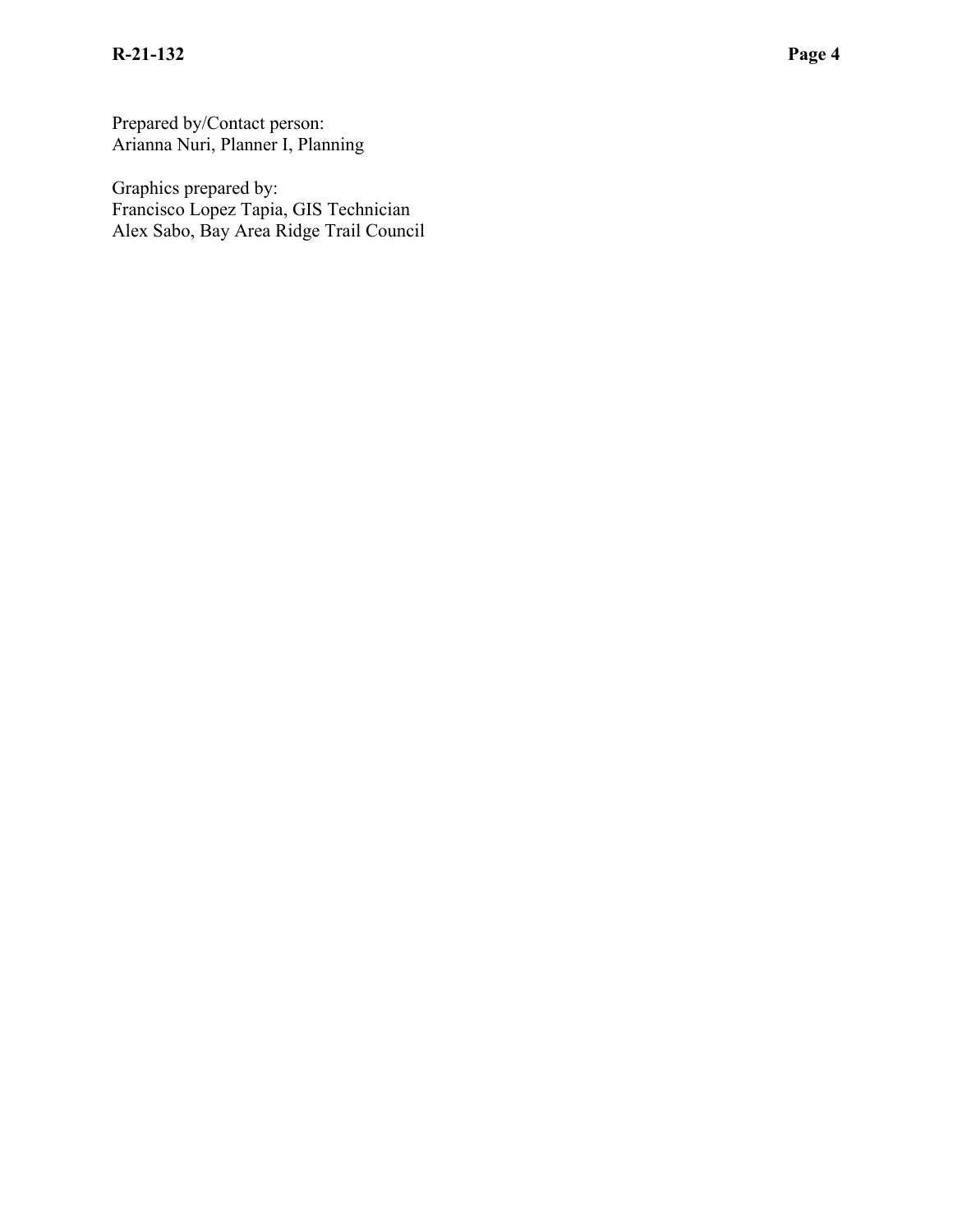Prepared by/Contact person:
Arianna Nuri, Planner I, Planning

Graphics prepared by:
Francisco Lopez Tapia, GIS Technician
Alex Sabo, Bay Area Ridge Trail Council